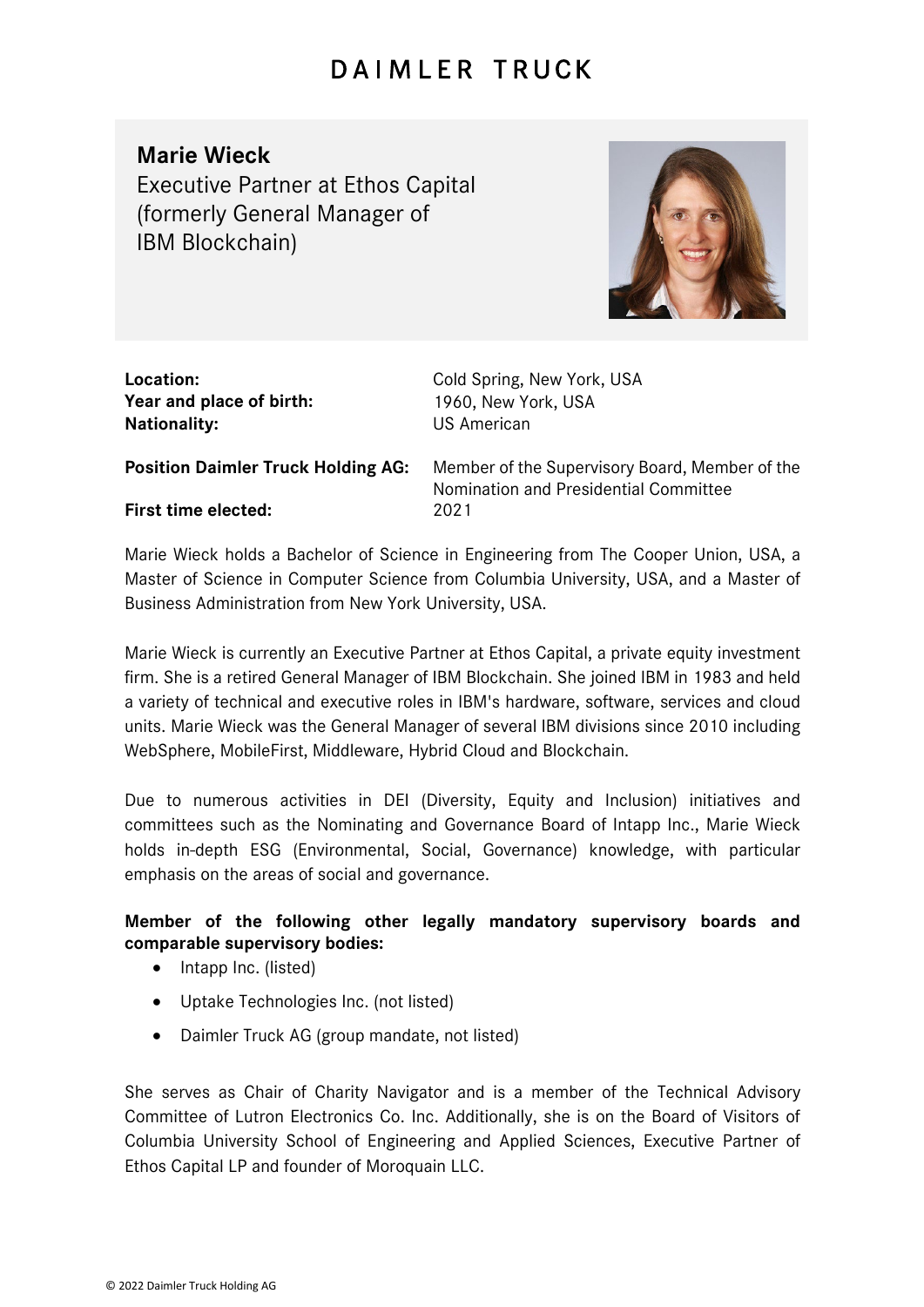# DAIMLER TRUCK

## Marie Wieck

Executive Partner at Ethos Capital (formerly General Manager of IBM Blockchain)

| | |
|---|---|
| **Location:** | Cold Spring, New York, USA |
| **Year and place of birth:** | 1960, New York, USA |
| **Nationality:** | US American |
| **Position Daimler Truck Holding AG:** | Member of the Supervisory Board, Member of the Nomination and Presidential Committee |
| **First time elected:** | 2021 |

Marie Wieck holds a Bachelor of Science in Engineering from The Cooper Union, USA, a Master of Science in Computer Science from Columbia University, USA, and a Master of Business Administration from New York University, USA.

Marie Wieck is currently an Executive Partner at Ethos Capital, a private equity investment firm. She is a retired General Manager of IBM Blockchain. She joined IBM in 1983 and held a variety of technical and executive roles in IBM's hardware, software, services and cloud units. Marie Wieck was the General Manager of several IBM divisions since 2010 including WebSphere, MobileFirst, Middleware, Hybrid Cloud and Blockchain.

Due to numerous activities in DEI (Diversity, Equity and Inclusion) initiatives and committees such as the Nominating and Governance Board of Intapp Inc., Marie Wieck holds in-depth ESG (Environmental, Social, Governance) knowledge, with particular emphasis on the areas of social and governance.

**Member of the following other legally mandatory supervisory boards and comparable supervisory bodies:**

- Intapp Inc. (listed)
- Uptake Technologies Inc. (not listed)
- Daimler Truck AG (group mandate, not listed)

She serves as Chair of Charity Navigator and is a member of the Technical Advisory Committee of Lutron Electronics Co. Inc. Additionally, she is on the Board of Visitors of Columbia University School of Engineering and Applied Sciences, Executive Partner of Ethos Capital LP and founder of Moroquain LLC.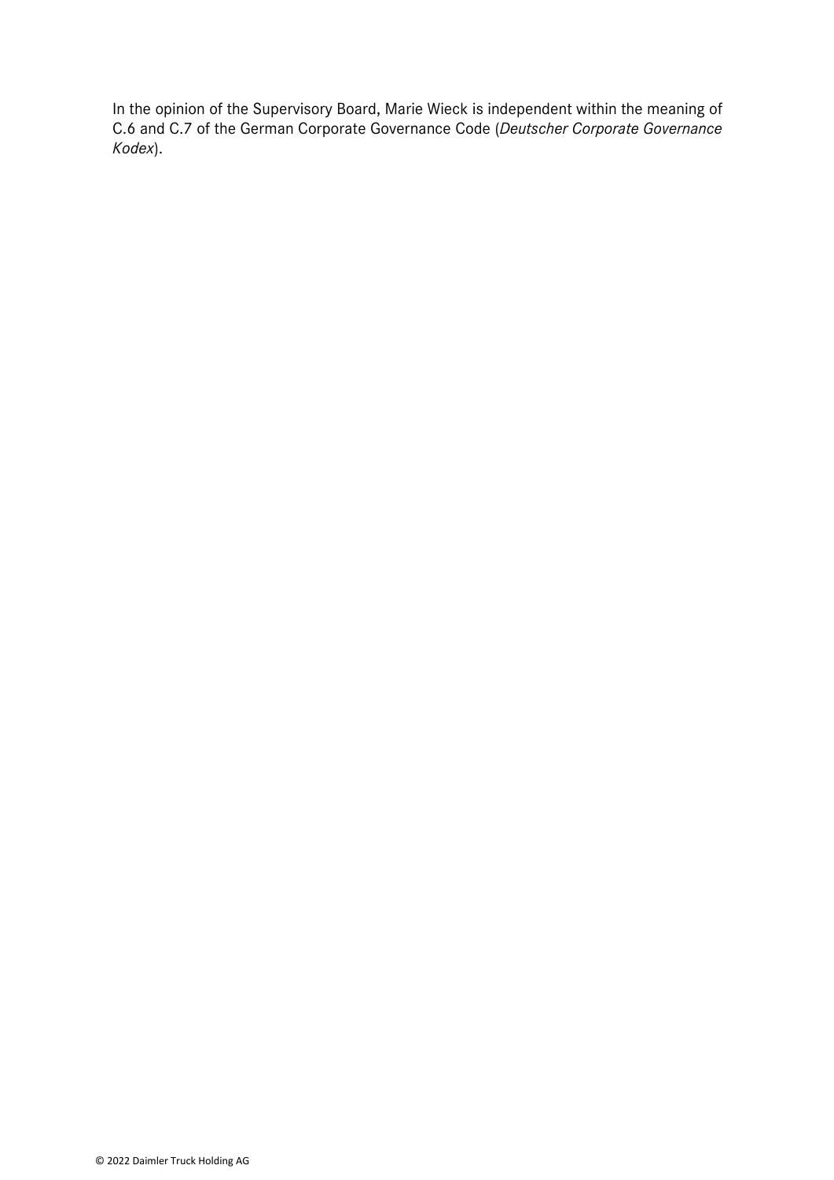In the opinion of the Supervisory Board, Marie Wieck is independent within the meaning of C.6 and C.7 of the German Corporate Governance Code (*Deutscher Corporate Governance Kodex*).